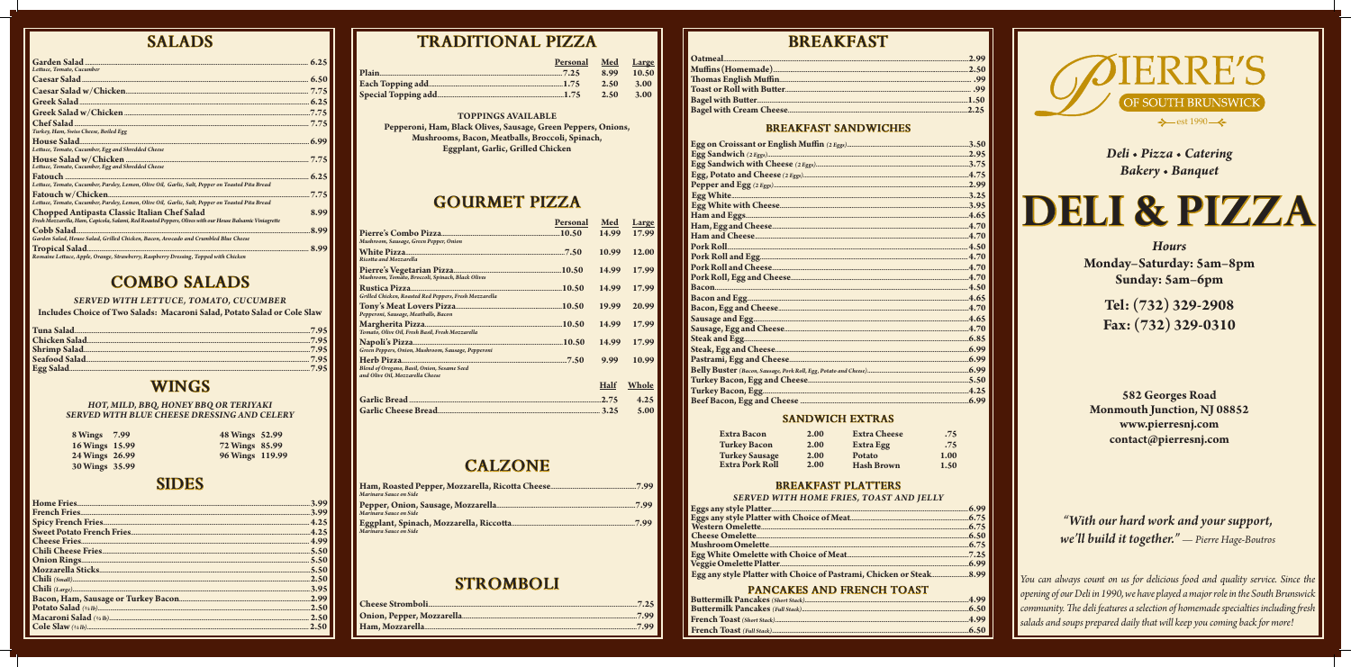## SALADS

| Item | Price |
|---|---|
| **Garden Salad** *Lettuce, Tomato, Cucumber* | 6.25 |
| **Caesar Salad** | 6.50 |
| **Caesar Salad w/Chicken** | 7.75 |
| **Greek Salad** | 6.25 |
| **Greek Salad w/Chicken** | 7.75 |
| **Chef Salad** *Turkey, Ham, Swiss Cheese, Boiled Egg* | 7.75 |
| **House Salad** *Lettuce, Tomato, Cucumber, Egg and Shredded Cheese* | 6.99 |
| **House Salad w/Chicken** *Lettuce, Tomato, Cucumber, Egg and Shredded Cheese* | 7.75 |
| **Fatouch** *Lettuce, Tomato, Cucumber, Parsley, Lemon, Olive Oil, Garlic, Salt, Pepper on Toasted Pita Bread* | 6.25 |
| **Fatouch w/Chicken** *Lettuce, Tomato, Cucumber, Parsley, Lemon, Olive Oil, Garlic, Salt, Pepper on Toasted Pita Bread* | 7.75 |
| **Chopped Antipasta Classic Italian Chef Salad** *Fresh Mozzarella, Ham, Capicola, Salami, Red Roasted Peppers, Olives with our House Balsamic Vinaigrette* | 8.99 |
| **Cobb Salad** *Garden Salad, House Salad, Grilled Chicken, Bacon, Avocado and Crumbled Blue Cheese* | 8.99 |
| **Tropical Salad** *Romaine Lettuce, Apple, Orange, Strawberry, Raspberry Dressing, Topped with Chicken* | 8.99 |

## COMBO SALADS

*SERVED WITH LETTUCE, TOMATO, CUCUMBER*

**Includes Choice of Two Salads: Macaroni Salad, Potato Salad or Cole Slaw**

| Item | Price |
|---|---|
| Tuna Salad | 7.95 |
| Chicken Salad | 7.95 |
| Shrimp Salad | 7.95 |
| Seafood Salad | 7.95 |
| Egg Salad | 7.95 |

## WINGS

*HOT, MILD, BBQ, HONEY BBQ OR TERIYAKI*
*SERVED WITH BLUE CHEESE DRESSING AND CELERY*

| Wings | Price | Wings | Price |
|---|---|---|---|
| 8 Wings | 7.99 | 48 Wings | 52.99 |
| 16 Wings | 15.99 | 72 Wings | 85.99 |
| 24 Wings | 26.99 | 96 Wings | 119.99 |
| 30 Wings | 35.99 | | |

## SIDES

| Item | Price |
|---|---|
| Home Fries | 3.99 |
| French Fries | 3.99 |
| Spicy French Fries | 4.25 |
| Sweet Potato French Fries | 4.25 |
| Cheese Fries | 4.99 |
| Chili Cheese Fries | 5.50 |
| Onion Rings | 5.50 |
| Mozzarella Sticks | 5.50 |
| Chili *(Small)* | 2.50 |
| Chili *(Large)* | 3.95 |
| Bacon, Ham, Sausage or Turkey Bacon | 2.99 |
| Potato Salad *(½ lb)* | 2.50 |
| Macaroni Salad *(½ lb)* | 2.50 |
| Cole Slaw *(½ lb)* | 2.50 |

## TRADITIONAL PIZZA

| | Personal | Med | Large |
|---|---|---|---|
| Plain | 7.25 | 8.99 | 10.50 |
| Each Topping add | 1.75 | 2.50 | 3.00 |
| Special Topping add | 1.75 | 2.50 | 3.00 |

**TOPPINGS AVAILABLE**
**Pepperoni, Ham, Black Olives, Sausage, Green Peppers, Onions, Mushrooms, Bacon, Meatballs, Broccoli, Spinach, Eggplant, Garlic, Grilled Chicken**

## GOURMET PIZZA

| | Personal | Med | Large |
|---|---|---|---|
| **Pierre's Combo Pizza** *Mushroom, Sausage, Green Pepper, Onion* | 10.50 | 14.99 | 17.99 |
| **White Pizza** *Ricotta and Mozzarella* | 7.50 | 10.99 | 12.00 |
| **Pierre's Vegetarian Pizza** *Mushroom, Tomato, Broccoli, Spinach, Black Olives* | 10.50 | 14.99 | 17.99 |
| **Rustica Pizza** *Grilled Chicken, Roasted Red Peppers, Fresh Mozzarella* | 10.50 | 14.99 | 17.99 |
| **Tony's Meat Lovers Pizza** *Pepperoni, Sausage, Meatballs, Bacon* | 10.50 | 19.99 | 20.99 |
| **Margherita Pizza** *Tomato, Olive Oil, Fresh Basil, Fresh Mozzarella* | 10.50 | 14.99 | 17.99 |
| **Napoli's Pizza** *Green Peppers, Onion, Mushroom, Sausage, Pepperoni* | 10.50 | 14.99 | 17.99 |
| **Herb Pizza** *Blend of Oregano, Basil, Onion, Sesame Seed and Olive Oil, Mozzarella Cheese* | 7.50 | 9.99 | 10.99 |

| | Half | Whole |
|---|---|---|
| Garlic Bread | 2.75 | 4.25 |
| Garlic Cheese Bread | 3.25 | 5.00 |

## CALZONE

| Item | Price |
|---|---|
| **Ham, Roasted Pepper, Mozzarella, Ricotta Cheese** *Marinara Sauce on Side* | 7.99 |
| **Pepper, Onion, Sausage, Mozzarella** *Marinara Sauce on Side* | 7.99 |
| **Eggplant, Spinach, Mozzarella, Riccotta** *Marinara Sauce on Side* | 7.99 |

## STROMBOLI

| Item | Price |
|---|---|
| Cheese Stromboli | 7.25 |
| Onion, Pepper, Mozzarella | 7.99 |
| Ham, Mozzarella | 7.99 |

## BREAKFAST

| Item | Price |
|---|---|
| Oatmeal | 2.99 |
| Muffins (Homemade) | 2.50 |
| Thomas English Muffin | .99 |
| Toast or Roll with Butter | .99 |
| Bagel with Butter | 1.50 |
| Bagel with Cream Cheese | 2.25 |

### BREAKFAST SANDWICHES

| Item | Price |
|---|---|
| Egg on Croissant or English Muffin *(2 Eggs)* | 3.50 |
| Egg Sandwich *(2 Eggs)* | 2.95 |
| Egg Sandwich with Cheese *(2 Eggs)* | 3.75 |
| Egg, Potato and Cheese *(2 Eggs)* | 4.75 |
| Pepper and Egg *(2 Eggs)* | 2.99 |
| Egg White | 3.25 |
| Egg White with Cheese | 3.95 |
| Ham and Eggs | 4.65 |
| Ham, Egg and Cheese | 4.70 |
| Ham and Cheese | 4.70 |
| Pork Roll | 4.50 |
| Pork Roll and Egg | 4.70 |
| Pork Roll and Cheese | 4.70 |
| Pork Roll, Egg and Cheese | 4.70 |
| Bacon | 4.50 |
| Bacon and Egg | 4.65 |
| Bacon, Egg and Cheese | 4.70 |
| Sausage and Egg | 4.65 |
| Sausage, Egg and Cheese | 4.70 |
| Steak and Egg | 6.85 |
| Steak, Egg and Cheese | 6.99 |
| Pastrami, Egg and Cheese | 6.99 |
| Belly Buster *(Bacon, Sausage, Pork Roll, Egg, Potato and Cheese)* | 6.99 |
| Turkey Bacon, Egg and Cheese | 5.50 |
| Turkey Bacon, Egg | 4.25 |
| Beef Bacon, Egg and Cheese | 6.99 |

### SANDWICH EXTRAS

| Item | Price | Item | Price |
|---|---|---|---|
| Extra Bacon | 2.00 | Extra Cheese | .75 |
| Turkey Bacon | 2.00 | Extra Egg | .75 |
| Turkey Sausage | 2.00 | Potato | 1.00 |
| Extra Pork Roll | 2.00 | Hash Brown | 1.50 |

### BREAKFAST PLATTERS

*SERVED WITH HOME FRIES, TOAST AND JELLY*

| Item | Price |
|---|---|
| Eggs any style Platter | 6.99 |
| Eggs any style Platter with Choice of Meat | 6.75 |
| Western Omelette | 6.75 |
| Cheese Omelette | 6.50 |
| Mushroom Omelette | 6.75 |
| Egg White Omelette with Choice of Meat | 7.25 |
| Veggie Omelette Platter | 6.99 |
| Egg any style Platter with Choice of Pastrami, Chicken or Steak | 8.99 |

### PANCAKES AND FRENCH TOAST

| Item | Price |
|---|---|
| Buttermilk Pancakes *(Short Stack)* | 4.99 |
| Buttermilk Pancakes *(Full Stack)* | 6.50 |
| French Toast *(Short Stack)* | 4.99 |
| French Toast *(Full Stack)* | 6.50 |

# PIERRE'S
OF SOUTH BRUNSWICK
est 1990

*Deli • Pizza • Catering*
*Bakery • Banquet*

# DELI & PIZZA

*Hours*
**Monday–Saturday: 5am–8pm**
**Sunday: 5am–6pm**

**Tel: (732) 329-2908**
**Fax: (732) 329-0310**

**582 Georges Road**
**Monmouth Junction, NJ 08852**
**www.pierresnj.com**
**contact@pierresnj.com**

*"With our hard work and your support, we'll build it together." — Pierre Hage-Boutros*

*You can always count on us for delicious food and quality service. Since the opening of our Deli in 1990, we have played a major role in the South Brunswick community. The deli features a selection of homemade specialties including fresh salads and soups prepared daily that will keep you coming back for more!*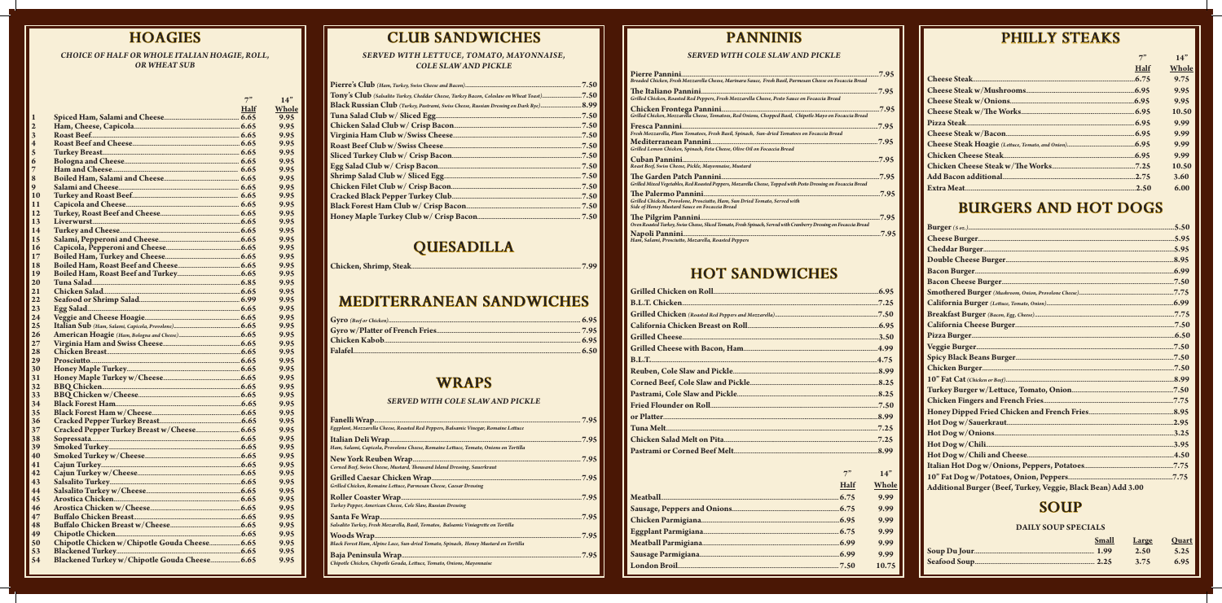## HOAGIES

*CHOICE OF HALF OR WHOLE ITALIAN HOAGIE, ROLL, OR WHEAT SUB*

| | | 7" Half | 14" Whole |
|---|---|---|---|
| 1 | Spiced Ham, Salami and Cheese | 6.65 | 9.95 |
| 2 | Ham, Cheese, Capicola | 6.65 | 9.95 |
| 3 | Roast Beef | 6.65 | 9.95 |
| 4 | Roast Beef and Cheese | 6.65 | 9.95 |
| 5 | Turkey Breast | 6.65 | 9.95 |
| 6 | Bologna and Cheese | 6.65 | 9.95 |
| 7 | Ham and Cheese | 6.65 | 9.95 |
| 8 | Boiled Ham, Salami and Cheese | 6.65 | 9.95 |
| 9 | Salami and Cheese | 6.65 | 9.95 |
| 10 | Turkey and Roast Beef | 6.65 | 9.95 |
| 11 | Capicola and Cheese | 6.65 | 9.95 |
| 12 | Turkey, Roast Beef and Cheese | 6.65 | 9.95 |
| 13 | Liverwurst | 6.65 | 9.95 |
| 14 | Turkey and Cheese | 6.65 | 9.95 |
| 15 | Salami, Pepperoni and Cheese | 6.65 | 9.95 |
| 16 | Capicola, Pepperoni and Cheese | 6.65 | 9.95 |
| 17 | Boiled Ham, Turkey and Cheese | 6.65 | 9.95 |
| 18 | Boiled Ham, Roast Beef and Cheese | 6.65 | 9.95 |
| 19 | Boiled Ham, Roast Beef and Turkey | 6.65 | 9.95 |
| 20 | Tuna Salad | 6.85 | 9.95 |
| 21 | Chicken Salad | 6.65 | 9.95 |
| 22 | Seafood or Shrimp Salad | 6.99 | 9.95 |
| 23 | Egg Salad | 6.65 | 9.95 |
| 24 | Veggie and Cheese Hoagie | 6.65 | 9.95 |
| 25 | Italian Sub *(Ham, Salami, Capicola, Provolone)* | 6.65 | 9.95 |
| 26 | American Hoagie *(Ham, Bologna and Cheese)* | 6.65 | 9.95 |
| 27 | Virginia Ham and Swiss Cheese | 6.65 | 9.95 |
| 28 | Chicken Breast | 6.65 | 9.95 |
| 29 | Prosciutto | 6.65 | 9.95 |
| 30 | Honey Maple Turkey | 6.65 | 9.95 |
| 31 | Honey Maple Turkey w/Cheese | 6.65 | 9.95 |
| 32 | BBQ Chicken | 6.65 | 9.95 |
| 33 | BBQ Chicken w/Cheese | 6.65 | 9.95 |
| 34 | Black Forest Ham | 6.65 | 9.95 |
| 35 | Black Forest Ham w/Cheese | 6.65 | 9.95 |
| 36 | Cracked Pepper Turkey Breast | 6.65 | 9.95 |
| 37 | Cracked Pepper Turkey Breast w/Cheese | 6.65 | 9.95 |
| 38 | Sopressata | 6.65 | 9.95 |
| 39 | Smoked Turkey | 6.65 | 9.95 |
| 40 | Smoked Turkey w/Cheese | 6.65 | 9.95 |
| 41 | Cajun Turkey | 6.65 | 9.95 |
| 42 | Cajun Turkey w/Cheese | 6.65 | 9.95 |
| 43 | Salsalito Turkey | 6.65 | 9.95 |
| 44 | Salsalito Turkey w/Cheese | 6.65 | 9.95 |
| 45 | Arostica Chicken | 6.65 | 9.95 |
| 46 | Arostica Chicken w/Cheese | 6.65 | 9.95 |
| 47 | Buffalo Chicken Breast | 6.65 | 9.95 |
| 48 | Buffalo Chicken Breast w/Cheese | 6.65 | 9.95 |
| 49 | Chipotle Chicken | 6.65 | 9.95 |
| 50 | Chipotle Chicken w/Chipotle Gouda Cheese | 6.65 | 9.95 |
| 53 | Blackened Turkey | 6.65 | 9.95 |
| 54 | Blackened Turkey w/Chipotle Gouda Cheese | 6.65 | 9.95 |

## CLUB SANDWICHES

*SERVED WITH LETTUCE, TOMATO, MAYONNAISE, COLE SLAW AND PICKLE*

| | |
|---|---|
| Pierre's Club *(Ham, Turkey, Swiss Cheese and Bacon)* | 7.50 |
| Tony's Club *(Salsalito Turkey, Cheddar Cheese, Turkey Bacon, Coleslaw on Wheat Toast)* | 7.50 |
| Black Russian Club *(Turkey, Pastrami, Swiss Cheese, Russian Dressing on Dark Rye)* | 8.99 |
| Tuna Salad Club w/ Sliced Egg | 7.50 |
| Chicken Salad Club w/ Crisp Bacon | 7.50 |
| Virginia Ham Club w/Swiss Cheese | 7.50 |
| Roast Beef Club w/Swiss Cheese | 7.50 |
| Sliced Turkey Club w/ Crisp Bacon | 7.50 |
| Egg Salad Club w/ Crisp Bacon | 7.50 |
| Shrimp Salad Club w/ Sliced Egg | 7.50 |
| Chicken Filet Club w/ Crisp Bacon | 7.50 |
| Cracked Black Pepper Turkey Club | 7.50 |
| Black Forest Ham Club w/ Crisp Bacon | 7.50 |
| Honey Maple Turkey Club w/ Crisp Bacon | 7.50 |

## QUESADILLA

| | |
|---|---|
| Chicken, Shrimp, Steak | 7.99 |

## MEDITERRANEAN SANDWICHES

| | |
|---|---|
| Gyro *(Beef or Chicken)* | 6.95 |
| Gyro w/Platter of French Fries | 7.95 |
| Chicken Kabob | 6.95 |
| Falafel | 6.50 |

## WRAPS

*SERVED WITH COLE SLAW AND PICKLE*

| | |
|---|---|
| Fanelli Wrap<br>*Eggplant, Mozzarella Cheese, Roasted Red Peppers, Balsamic Vinegar, Romaine Lettuce* | 7.95 |
| Italian Deli Wrap<br>*Ham, Salami, Capicola, Provolone Cheese, Romaine Lettuce, Tomato, Onions on Tortilla* | 7.95 |
| New York Reuben Wrap<br>*Corned Beef, Swiss Cheese, Mustard, Thousand Island Dressing, Sauerkraut* | 7.95 |
| Grilled Caesar Chicken Wrap<br>*Grilled Chicken, Romaine Lettuce, Parmesan Cheese, Caesar Dressing* | 7.95 |
| Roller Coaster Wrap<br>*Turkey Pepper, American Cheese, Cole Slaw, Russian Dressing* | 7.95 |
| Santa Fe Wrap<br>*Salsalito Turkey, Fresh Mozzarella, Basil, Tomatoes, Balsamic Vinaigrette on Tortilla* | 7.95 |
| Woods Wrap<br>*Black Forest Ham, Alpine Lace, Sun-dried Tomato, Spinach, Honey Mustard on Tortilla* | 7.95 |
| Baja Peninsula Wrap<br>*Chipotle Chicken, Chipotle Gouda, Lettuce, Tomato, Onions, Mayonnaise* | 7.95 |

## PANNINIS

*SERVED WITH COLE SLAW AND PICKLE*

| | |
|---|---|
| Pierre Pannini<br>*Breaded Chicken, Fresh Mozzarella Cheese, Marinara Sauce, Fresh Basil, Parmesan Cheese on Focaccia Bread* | 7.95 |
| The Italiano Pannini<br>*Grilled Chicken, Roasted Red Peppers, Fresh Mozzarella Cheese, Pesto Sauce on Focaccia Bread* | 7.95 |
| Chicken Frontega Pannini<br>*Grilled Chicken, Mozzarella Cheese, Tomatoes, Red Onions, Chopped Basil, Chipotle Mayo on Focaccia Bread* | 7.95 |
| Fresca Pannini<br>*Fresh Mozzarella, Plum Tomatoes, Fresh Basil, Spinach, Sun-dried Tomatoes on Focaccia Bread* | 7.95 |
| Mediterranean Pannini<br>*Grilled Lemon Chicken, Spinach, Feta Cheese, Olive Oil on Focaccia Bread* | 7.95 |
| Cuban Pannini<br>*Roast Beef, Swiss Cheese, Pickle, Mayonnaise, Mustard* | 7.95 |
| The Garden Patch Pannini<br>*Grilled Mixed Vegetables, Red Roasted Peppers, Mozzarella Cheese, Topped with Pesto Dressing on Focaccia Bread* | 7.95 |
| The Palermo Pannini<br>*Grilled Chicken, Provolone, Prosciutto, Ham, Sun Dried Tomato, Served with Side of Honey Mustard Sauce on Focaccia Bread* | 7.95 |
| The Pilgrim Pannini<br>*Oven Roasted Turkey, Swiss Cheese, Sliced Tomato, Fresh Spinach, Served with Cranberry Dressing on Focaccia Bread* | 7.95 |
| Napoli Pannini<br>*Ham, Salami, Prosciutto, Mozarella, Roasted Peppers* | 7.95 |

## HOT SANDWICHES

| | |
|---|---|
| Grilled Chicken on Roll | 6.95 |
| B.L.T. Chicken | 7.25 |
| Grilled Chicken *(Roasted Red Peppers and Mozzarella)* | 7.50 |
| California Chicken Breast on Roll | 6.95 |
| Grilled Cheese | 3.50 |
| Grilled Cheese with Bacon, Ham | 4.99 |
| B.L.T. | 4.75 |
| Reuben, Cole Slaw and Pickle | 8.99 |
| Corned Beef, Cole Slaw and Pickle | 8.25 |
| Pastrami, Cole Slaw and Pickle | 8.25 |
| Fried Flounder on Roll | 7.50 |
| or Platter | 8.99 |
| Tuna Melt | 7.25 |
| Chicken Salad Melt on Pita | 7.25 |
| Pastrami or Corned Beef Melt | 8.99 |

| | 7" Half | 14" Whole |
|---|---|---|
| Meatball | 6.75 | 9.99 |
| Sausage, Peppers and Onions | 6.75 | 9.99 |
| Chicken Parmigiana | 6.95 | 9.99 |
| Eggplant Parmigiana | 6.75 | 9.99 |
| Meatball Parmigiana | 6.99 | 9.99 |
| Sausage Parmigiana | 6.99 | 9.99 |
| London Broil | 7.50 | 10.75 |

## PHILLY STEAKS

| | 7" Half | 14" Whole |
|---|---|---|
| Cheese Steak | 6.75 | 9.75 |
| Cheese Steak w/Mushrooms | 6.95 | 9.95 |
| Cheese Steak w/Onions | 6.95 | 9.95 |
| Cheese Steak w/The Works | 6.95 | 10.50 |
| Pizza Steak | 6.95 | 9.99 |
| Cheese Steak w/Bacon | 6.95 | 9.99 |
| Cheese Steak Hoagie *(Lettuce, Tomato, and Onion)* | 6.95 | 9.99 |
| Chicken Cheese Steak | 6.95 | 9.99 |
| Chicken Cheese Steak w/The Works | 7.25 | 10.50 |
| Add Bacon additional | 2.75 | 3.60 |
| Extra Meat | 2.50 | 6.00 |

## BURGERS AND HOT DOGS

| | |
|---|---|
| Burger *(6 oz.)* | 5.50 |
| Cheese Burger | 5.95 |
| Cheddar Burger | 5.95 |
| Double Cheese Burger | 8.95 |
| Bacon Burger | 6.99 |
| Bacon Cheese Burger | 7.50 |
| Smothered Burger *(Mushroom, Onion, Provolone Cheese)* | 7.75 |
| California Burger *(Lettuce, Tomato, Onion)* | 6.99 |
| Breakfast Burger *(Bacon, Egg, Cheese)* | 7.75 |
| California Cheese Burger | 7.50 |
| Pizza Burger | 6.50 |
| Veggie Burger | 7.50 |
| Spicy Black Beans Burger | 7.50 |
| Chicken Burger | 7.50 |
| 10" Fat Cat *(Chicken or Beef)* | 8.99 |
| Turkey Burger w/Lettuce, Tomato, Onion | 7.50 |
| Chicken Fingers and French Fries | 7.75 |
| Honey Dipped Fried Chicken and French Fries | 8.95 |
| Hot Dog w/Sauerkraut | 2.95 |
| Hot Dog w/Onions | 3.25 |
| Hot Dog w/Chili | 3.95 |
| Hot Dog w/Chili and Cheese | 4.50 |
| Italian Hot Dog w/Onions, Peppers, Potatoes | 7.75 |
| 10" Fat Dog w/Potatoes, Onion, Peppers | 7.75 |

**Additional Burger (Beef, Turkey, Veggie, Black Bean) Add 3.00**

## SOUP

**DAILY SOUP SPECIALS**

| | Small | Large | Quart |
|---|---|---|---|
| Soup Du Jour | 1.99 | 2.50 | 5.25 |
| Seafood Soup | 2.25 | 3.75 | 6.95 |